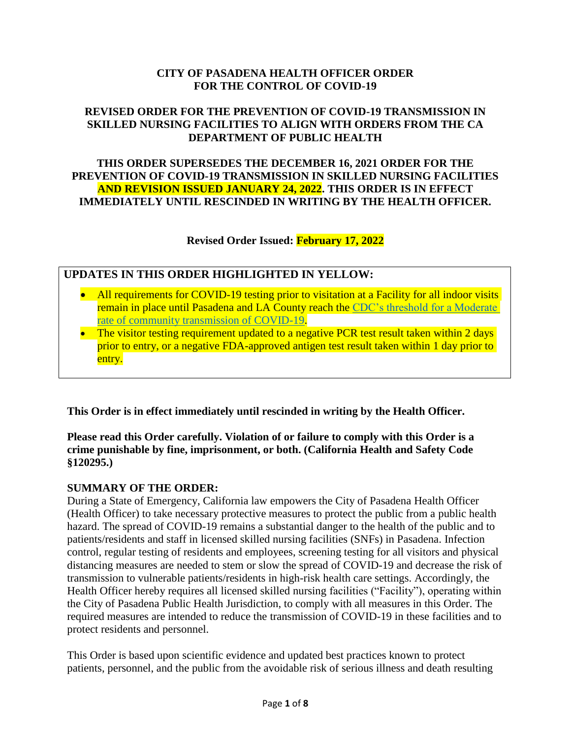**CITY OF PASADENA HEALTH OFFICER ORDER**
**FOR THE CONTROL OF COVID-19**

**REVISED ORDER FOR THE PREVENTION OF COVID-19 TRANSMISSION IN SKILLED NURSING FACILITIES TO ALIGN WITH ORDERS FROM THE CA DEPARTMENT OF PUBLIC HEALTH**

**THIS ORDER SUPERSEDES THE DECEMBER 16, 2021 ORDER FOR THE PREVENTION OF COVID-19 TRANSMISSION IN SKILLED NURSING FACILITIES AND REVISION ISSUED JANUARY 24, 2022. THIS ORDER IS IN EFFECT IMMEDIATELY UNTIL RESCINDED IN WRITING BY THE HEALTH OFFICER.**

**Revised Order Issued: February 17, 2022**

**UPDATES IN THIS ORDER HIGHLIGHTED IN YELLOW:**

- All requirements for COVID-19 testing prior to visitation at a Facility for all indoor visits remain in place until Pasadena and LA County reach the CDC's threshold for a Moderate rate of community transmission of COVID-19.
- The visitor testing requirement updated to a negative PCR test result taken within 2 days prior to entry, or a negative FDA-approved antigen test result taken within 1 day prior to entry.

**This Order is in effect immediately until rescinded in writing by the Health Officer.**

**Please read this Order carefully. Violation of or failure to comply with this Order is a crime punishable by fine, imprisonment, or both. (California Health and Safety Code §120295.)**

**SUMMARY OF THE ORDER:**

During a State of Emergency, California law empowers the City of Pasadena Health Officer (Health Officer) to take necessary protective measures to protect the public from a public health hazard. The spread of COVID-19 remains a substantial danger to the health of the public and to patients/residents and staff in licensed skilled nursing facilities (SNFs) in Pasadena. Infection control, regular testing of residents and employees, screening testing for all visitors and physical distancing measures are needed to stem or slow the spread of COVID-19 and decrease the risk of transmission to vulnerable patients/residents in high-risk health care settings. Accordingly, the Health Officer hereby requires all licensed skilled nursing facilities ("Facility"), operating within the City of Pasadena Public Health Jurisdiction, to comply with all measures in this Order. The required measures are intended to reduce the transmission of COVID-19 in these facilities and to protect residents and personnel.

This Order is based upon scientific evidence and updated best practices known to protect patients, personnel, and the public from the avoidable risk of serious illness and death resulting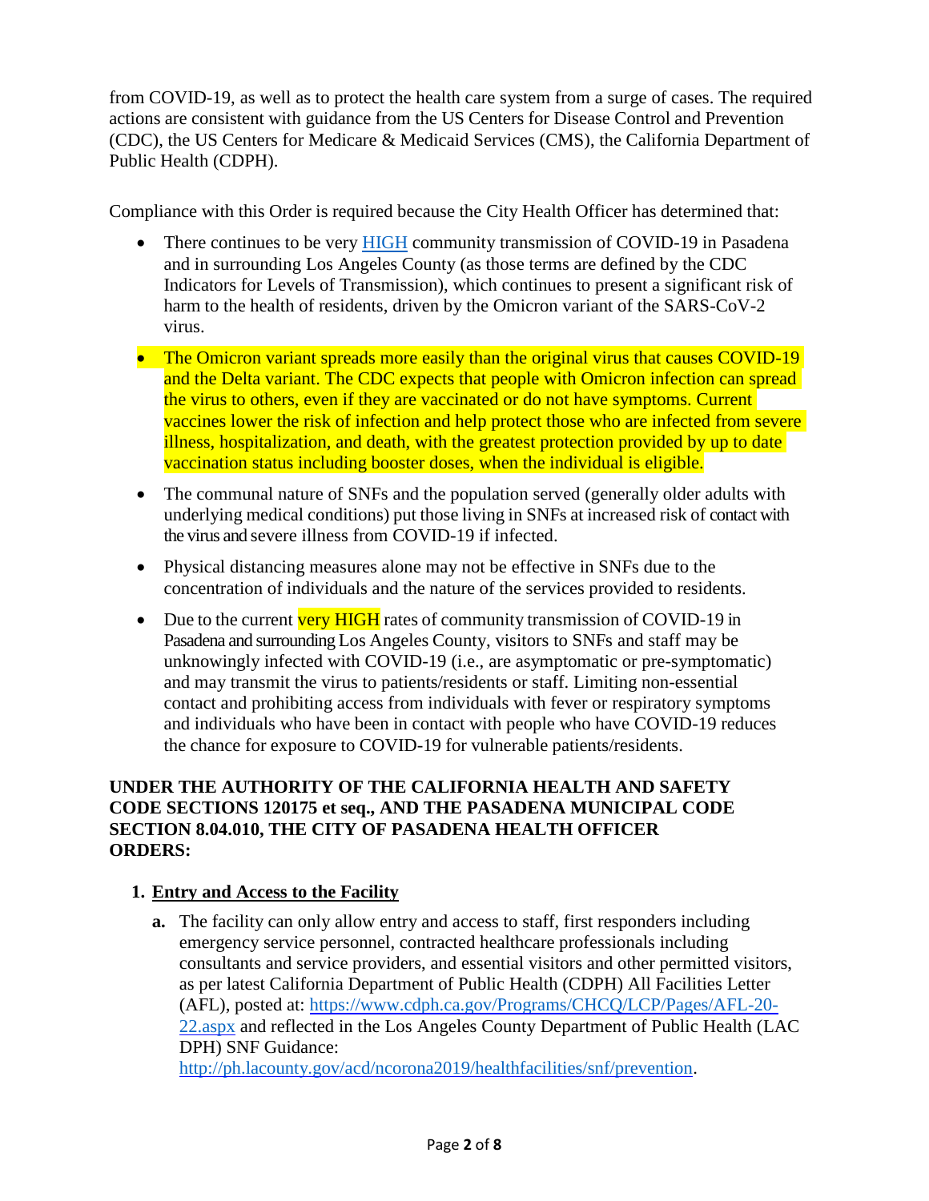from COVID-19, as well as to protect the health care system from a surge of cases. The required actions are consistent with guidance from the US Centers for Disease Control and Prevention (CDC), the US Centers for Medicare & Medicaid Services (CMS), the California Department of Public Health (CDPH).

Compliance with this Order is required because the City Health Officer has determined that:

- There continues to be very [HIGH](#) community transmission of COVID-19 in Pasadena and in surrounding Los Angeles County (as those terms are defined by the CDC Indicators for Levels of Transmission), which continues to present a significant risk of harm to the health of residents, driven by the Omicron variant of the SARS-CoV-2 virus.
- The Omicron variant spreads more easily than the original virus that causes COVID-19 and the Delta variant. The CDC expects that people with Omicron infection can spread the virus to others, even if they are vaccinated or do not have symptoms. Current vaccines lower the risk of infection and help protect those who are infected from severe illness, hospitalization, and death, with the greatest protection provided by up to date vaccination status including booster doses, when the individual is eligible.
- The communal nature of SNFs and the population served (generally older adults with underlying medical conditions) put those living in SNFs at increased risk of contact with the virus and severe illness from COVID-19 if infected.
- Physical distancing measures alone may not be effective in SNFs due to the concentration of individuals and the nature of the services provided to residents.
- Due to the current very HIGH rates of community transmission of COVID-19 in Pasadena and surrounding Los Angeles County, visitors to SNFs and staff may be unknowingly infected with COVID-19 (i.e., are asymptomatic or pre-symptomatic) and may transmit the virus to patients/residents or staff. Limiting non-essential contact and prohibiting access from individuals with fever or respiratory symptoms and individuals who have been in contact with people who have COVID-19 reduces the chance for exposure to COVID-19 for vulnerable patients/residents.

**UNDER THE AUTHORITY OF THE CALIFORNIA HEALTH AND SAFETY CODE SECTIONS 120175 et seq., AND THE PASADENA MUNICIPAL CODE SECTION 8.04.010, THE CITY OF PASADENA HEALTH OFFICER ORDERS:**

1. **Entry and Access to the Facility**

   **a.** The facility can only allow entry and access to staff, first responders including emergency service personnel, contracted healthcare professionals including consultants and service providers, and essential visitors and other permitted visitors, as per latest California Department of Public Health (CDPH) All Facilities Letter (AFL), posted at: https://www.cdph.ca.gov/Programs/CHCQ/LCP/Pages/AFL-20-22.aspx and reflected in the Los Angeles County Department of Public Health (LAC DPH) SNF Guidance: http://ph.lacounty.gov/acd/ncorona2019/healthfacilities/snf/prevention.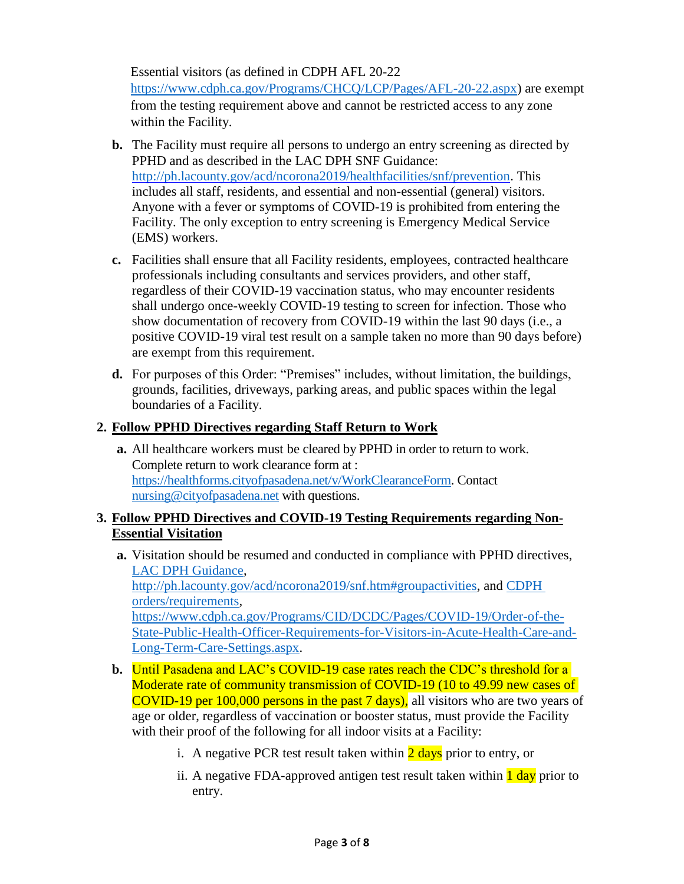Essential visitors (as defined in CDPH AFL 20-22 https://www.cdph.ca.gov/Programs/CHCQ/LCP/Pages/AFL-20-22.aspx) are exempt from the testing requirement above and cannot be restricted access to any zone within the Facility.

b. The Facility must require all persons to undergo an entry screening as directed by PPHD and as described in the LAC DPH SNF Guidance: http://ph.lacounty.gov/acd/ncorona2019/healthfacilities/snf/prevention. This includes all staff, residents, and essential and non-essential (general) visitors. Anyone with a fever or symptoms of COVID-19 is prohibited from entering the Facility. The only exception to entry screening is Emergency Medical Service (EMS) workers.

c. Facilities shall ensure that all Facility residents, employees, contracted healthcare professionals including consultants and services providers, and other staff, regardless of their COVID-19 vaccination status, who may encounter residents shall undergo once-weekly COVID-19 testing to screen for infection. Those who show documentation of recovery from COVID-19 within the last 90 days (i.e., a positive COVID-19 viral test result on a sample taken no more than 90 days before) are exempt from this requirement.

d. For purposes of this Order: "Premises" includes, without limitation, the buildings, grounds, facilities, driveways, parking areas, and public spaces within the legal boundaries of a Facility.

## 2. Follow PPHD Directives regarding Staff Return to Work

a. All healthcare workers must be cleared by PPHD in order to return to work. Complete return to work clearance form at : https://healthforms.cityofpasadena.net/v/WorkClearanceForm. Contact nursing@cityofpasadena.net with questions.

## 3. Follow PPHD Directives and COVID-19 Testing Requirements regarding Non-Essential Visitation

a. Visitation should be resumed and conducted in compliance with PPHD directives, LAC DPH Guidance, http://ph.lacounty.gov/acd/ncorona2019/snf.htm#groupactivities, and CDPH orders/requirements, https://www.cdph.ca.gov/Programs/CID/DCDC/Pages/COVID-19/Order-of-the-State-Public-Health-Officer-Requirements-for-Visitors-in-Acute-Health-Care-and-Long-Term-Care-Settings.aspx.

b. Until Pasadena and LAC's COVID-19 case rates reach the CDC's threshold for a Moderate rate of community transmission of COVID-19 (10 to 49.99 new cases of COVID-19 per 100,000 persons in the past 7 days), all visitors who are two years of age or older, regardless of vaccination or booster status, must provide the Facility with their proof of the following for all indoor visits at a Facility:

   i. A negative PCR test result taken within 2 days prior to entry, or

   ii. A negative FDA-approved antigen test result taken within 1 day prior to entry.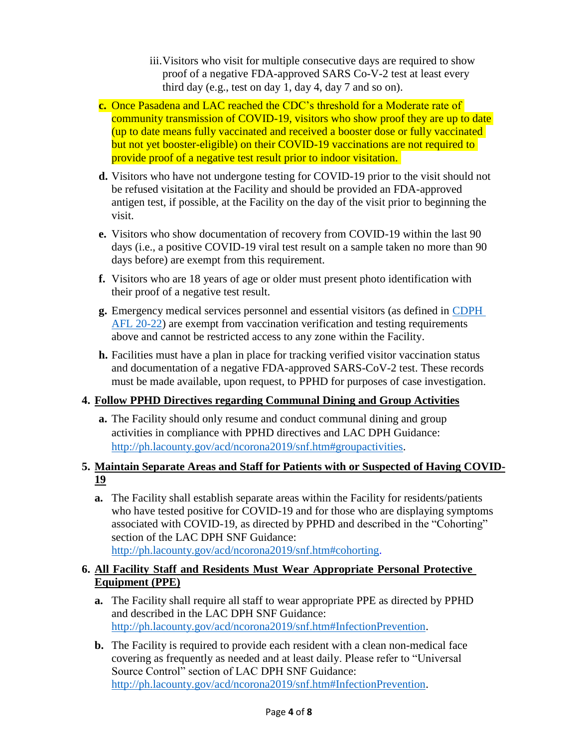iii. Visitors who visit for multiple consecutive days are required to show proof of a negative FDA-approved SARS Co-V-2 test at least every third day (e.g., test on day 1, day 4, day 7 and so on).

c. Once Pasadena and LAC reached the CDC's threshold for a Moderate rate of community transmission of COVID-19, visitors who show proof they are up to date (up to date means fully vaccinated and received a booster dose or fully vaccinated but not yet booster-eligible) on their COVID-19 vaccinations are not required to provide proof of a negative test result prior to indoor visitation.

d. Visitors who have not undergone testing for COVID-19 prior to the visit should not be refused visitation at the Facility and should be provided an FDA-approved antigen test, if possible, at the Facility on the day of the visit prior to beginning the visit.

e. Visitors who show documentation of recovery from COVID-19 within the last 90 days (i.e., a positive COVID-19 viral test result on a sample taken no more than 90 days before) are exempt from this requirement.

f. Visitors who are 18 years of age or older must present photo identification with their proof of a negative test result.

g. Emergency medical services personnel and essential visitors (as defined in CDPH AFL 20-22) are exempt from vaccination verification and testing requirements above and cannot be restricted access to any zone within the Facility.

h. Facilities must have a plan in place for tracking verified visitor vaccination status and documentation of a negative FDA-approved SARS-CoV-2 test. These records must be made available, upon request, to PPHD for purposes of case investigation.

**4. Follow PPHD Directives regarding Communal Dining and Group Activities**

a. The Facility should only resume and conduct communal dining and group activities in compliance with PPHD directives and LAC DPH Guidance: http://ph.lacounty.gov/acd/ncorona2019/snf.htm#groupactivities.

**5. Maintain Separate Areas and Staff for Patients with or Suspected of Having COVID-19**

a. The Facility shall establish separate areas within the Facility for residents/patients who have tested positive for COVID-19 and for those who are displaying symptoms associated with COVID-19, as directed by PPHD and described in the "Cohorting" section of the LAC DPH SNF Guidance: http://ph.lacounty.gov/acd/ncorona2019/snf.htm#cohorting.

**6. All Facility Staff and Residents Must Wear Appropriate Personal Protective Equipment (PPE)**

a. The Facility shall require all staff to wear appropriate PPE as directed by PPHD and described in the LAC DPH SNF Guidance: http://ph.lacounty.gov/acd/ncorona2019/snf.htm#InfectionPrevention.

b. The Facility is required to provide each resident with a clean non-medical face covering as frequently as needed and at least daily. Please refer to "Universal Source Control" section of LAC DPH SNF Guidance: http://ph.lacounty.gov/acd/ncorona2019/snf.htm#InfectionPrevention.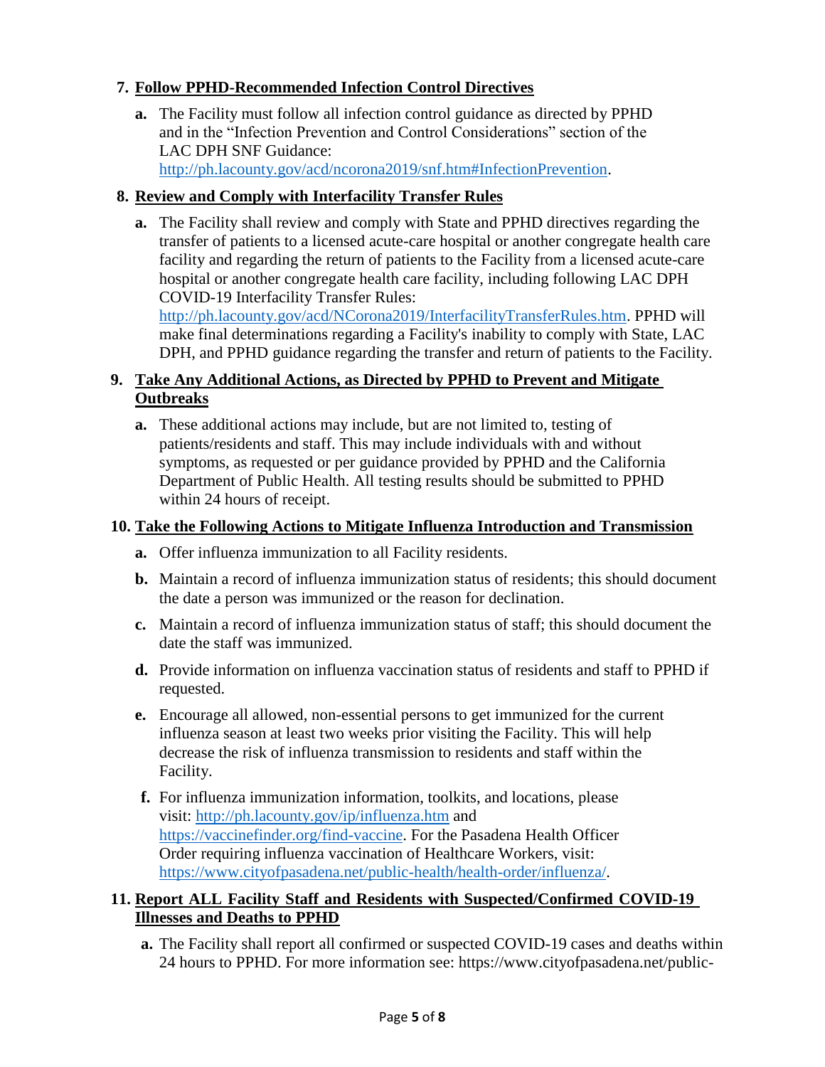7. **Follow PPHD-Recommended Infection Control Directives**

   a. The Facility must follow all infection control guidance as directed by PPHD and in the "Infection Prevention and Control Considerations" section of the LAC DPH SNF Guidance: http://ph.lacounty.gov/acd/ncorona2019/snf.htm#InfectionPrevention.

8. **Review and Comply with Interfacility Transfer Rules**

   a. The Facility shall review and comply with State and PPHD directives regarding the transfer of patients to a licensed acute-care hospital or another congregate health care facility and regarding the return of patients to the Facility from a licensed acute-care hospital or another congregate health care facility, including following LAC DPH COVID-19 Interfacility Transfer Rules: http://ph.lacounty.gov/acd/NCorona2019/InterfacilityTransferRules.htm. PPHD will make final determinations regarding a Facility's inability to comply with State, LAC DPH, and PPHD guidance regarding the transfer and return of patients to the Facility.

9. **Take Any Additional Actions, as Directed by PPHD to Prevent and Mitigate Outbreaks**

   a. These additional actions may include, but are not limited to, testing of patients/residents and staff. This may include individuals with and without symptoms, as requested or per guidance provided by PPHD and the California Department of Public Health. All testing results should be submitted to PPHD within 24 hours of receipt.

10. **Take the Following Actions to Mitigate Influenza Introduction and Transmission**

    a. Offer influenza immunization to all Facility residents.

    b. Maintain a record of influenza immunization status of residents; this should document the date a person was immunized or the reason for declination.

    c. Maintain a record of influenza immunization status of staff; this should document the date the staff was immunized.

    d. Provide information on influenza vaccination status of residents and staff to PPHD if requested.

    e. Encourage all allowed, non-essential persons to get immunized for the current influenza season at least two weeks prior visiting the Facility. This will help decrease the risk of influenza transmission to residents and staff within the Facility.

    f. For influenza immunization information, toolkits, and locations, please visit: http://ph.lacounty.gov/ip/influenza.htm and https://vaccinefinder.org/find-vaccine. For the Pasadena Health Officer Order requiring influenza vaccination of Healthcare Workers, visit: https://www.cityofpasadena.net/public-health/health-order/influenza/.

11. **Report ALL Facility Staff and Residents with Suspected/Confirmed COVID-19 Illnesses and Deaths to PPHD**

    a. The Facility shall report all confirmed or suspected COVID-19 cases and deaths within 24 hours to PPHD. For more information see: https://www.cityofpasadena.net/public-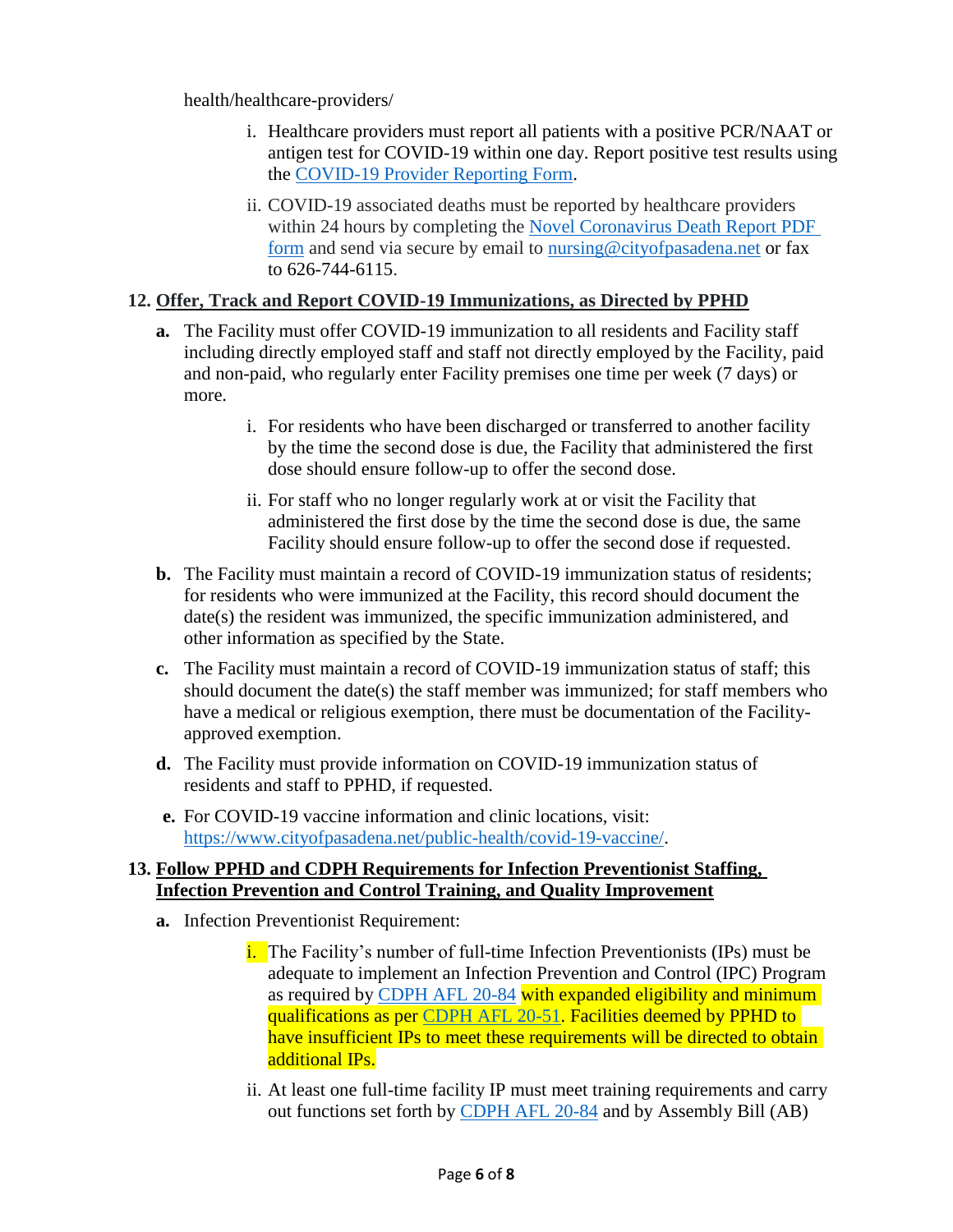health/healthcare-providers/

i. Healthcare providers must report all patients with a positive PCR/NAAT or antigen test for COVID-19 within one day. Report positive test results using the COVID-19 Provider Reporting Form.

ii. COVID-19 associated deaths must be reported by healthcare providers within 24 hours by completing the Novel Coronavirus Death Report PDF form and send via secure by email to nursing@cityofpasadena.net or fax to 626-744-6115.

**12. Offer, Track and Report COVID-19 Immunizations, as Directed by PPHD**

**a.** The Facility must offer COVID-19 immunization to all residents and Facility staff including directly employed staff and staff not directly employed by the Facility, paid and non-paid, who regularly enter Facility premises one time per week (7 days) or more.

i. For residents who have been discharged or transferred to another facility by the time the second dose is due, the Facility that administered the first dose should ensure follow-up to offer the second dose.

ii. For staff who no longer regularly work at or visit the Facility that administered the first dose by the time the second dose is due, the same Facility should ensure follow-up to offer the second dose if requested.

**b.** The Facility must maintain a record of COVID-19 immunization status of residents; for residents who were immunized at the Facility, this record should document the date(s) the resident was immunized, the specific immunization administered, and other information as specified by the State.

**c.** The Facility must maintain a record of COVID-19 immunization status of staff; this should document the date(s) the staff member was immunized; for staff members who have a medical or religious exemption, there must be documentation of the Facility-approved exemption.

**d.** The Facility must provide information on COVID-19 immunization status of residents and staff to PPHD, if requested.

**e.** For COVID-19 vaccine information and clinic locations, visit: https://www.cityofpasadena.net/public-health/covid-19-vaccine/.

**13. Follow PPHD and CDPH Requirements for Infection Preventionist Staffing, Infection Prevention and Control Training, and Quality Improvement**

**a.** Infection Preventionist Requirement:

i. The Facility's number of full-time Infection Preventionists (IPs) must be adequate to implement an Infection Prevention and Control (IPC) Program as required by CDPH AFL 20-84 with expanded eligibility and minimum qualifications as per CDPH AFL 20-51. Facilities deemed by PPHD to have insufficient IPs to meet these requirements will be directed to obtain additional IPs.

ii. At least one full-time facility IP must meet training requirements and carry out functions set forth by CDPH AFL 20-84 and by Assembly Bill (AB)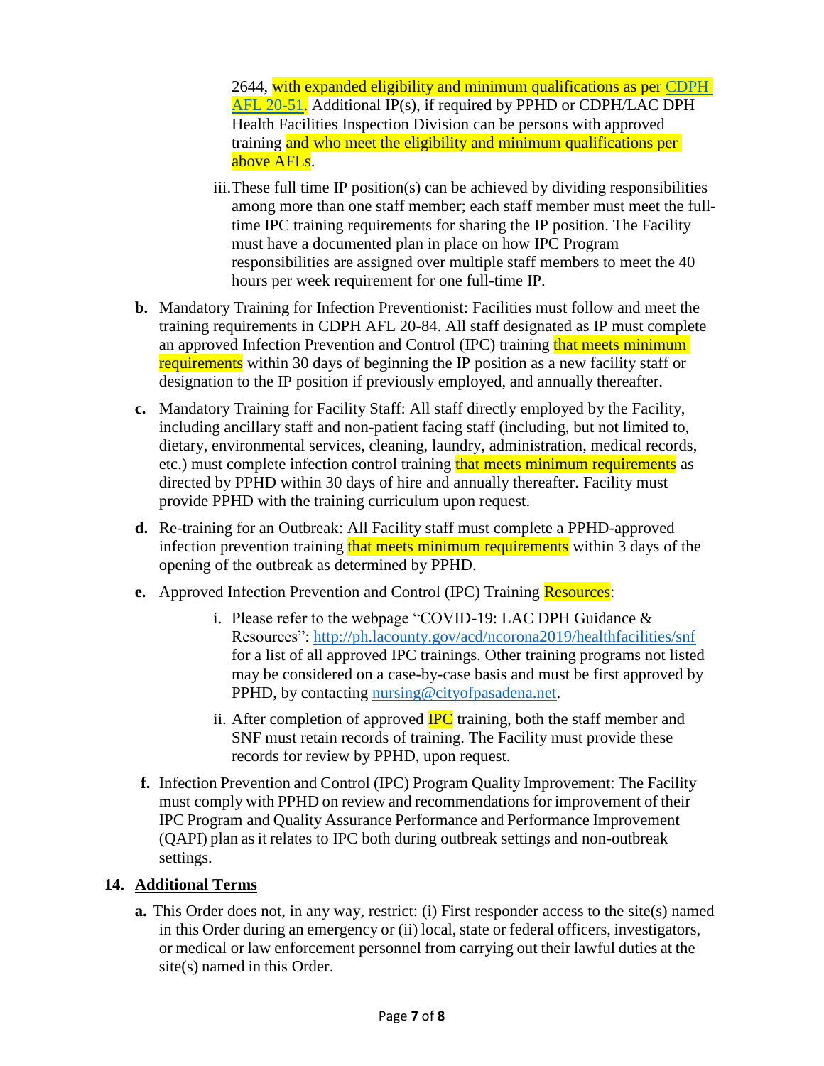2644, with expanded eligibility and minimum qualifications as per CDPH AFL 20-51. Additional IP(s), if required by PPHD or CDPH/LAC DPH Health Facilities Inspection Division can be persons with approved training and who meet the eligibility and minimum qualifications per above AFLs.

iii. These full time IP position(s) can be achieved by dividing responsibilities among more than one staff member; each staff member must meet the full-time IPC training requirements for sharing the IP position. The Facility must have a documented plan in place on how IPC Program responsibilities are assigned over multiple staff members to meet the 40 hours per week requirement for one full-time IP.

**b.** Mandatory Training for Infection Preventionist: Facilities must follow and meet the training requirements in CDPH AFL 20-84. All staff designated as IP must complete an approved Infection Prevention and Control (IPC) training that meets minimum requirements within 30 days of beginning the IP position as a new facility staff or designation to the IP position if previously employed, and annually thereafter.

**c.** Mandatory Training for Facility Staff: All staff directly employed by the Facility, including ancillary staff and non-patient facing staff (including, but not limited to, dietary, environmental services, cleaning, laundry, administration, medical records, etc.) must complete infection control training that meets minimum requirements as directed by PPHD within 30 days of hire and annually thereafter. Facility must provide PPHD with the training curriculum upon request.

**d.** Re-training for an Outbreak: All Facility staff must complete a PPHD-approved infection prevention training that meets minimum requirements within 3 days of the opening of the outbreak as determined by PPHD.

**e.** Approved Infection Prevention and Control (IPC) Training Resources:

i. Please refer to the webpage "COVID-19: LAC DPH Guidance & Resources": http://ph.lacounty.gov/acd/ncorona2019/healthfacilities/snf for a list of all approved IPC trainings. Other training programs not listed may be considered on a case-by-case basis and must be first approved by PPHD, by contacting nursing@cityofpasadena.net.

ii. After completion of approved IPC training, both the staff member and SNF must retain records of training. The Facility must provide these records for review by PPHD, upon request.

**f.** Infection Prevention and Control (IPC) Program Quality Improvement: The Facility must comply with PPHD on review and recommendations for improvement of their IPC Program and Quality Assurance Performance and Performance Improvement (QAPI) plan as it relates to IPC both during outbreak settings and non-outbreak settings.

**14. Additional Terms**

**a.** This Order does not, in any way, restrict: (i) First responder access to the site(s) named in this Order during an emergency or (ii) local, state or federal officers, investigators, or medical or law enforcement personnel from carrying out their lawful duties at the site(s) named in this Order.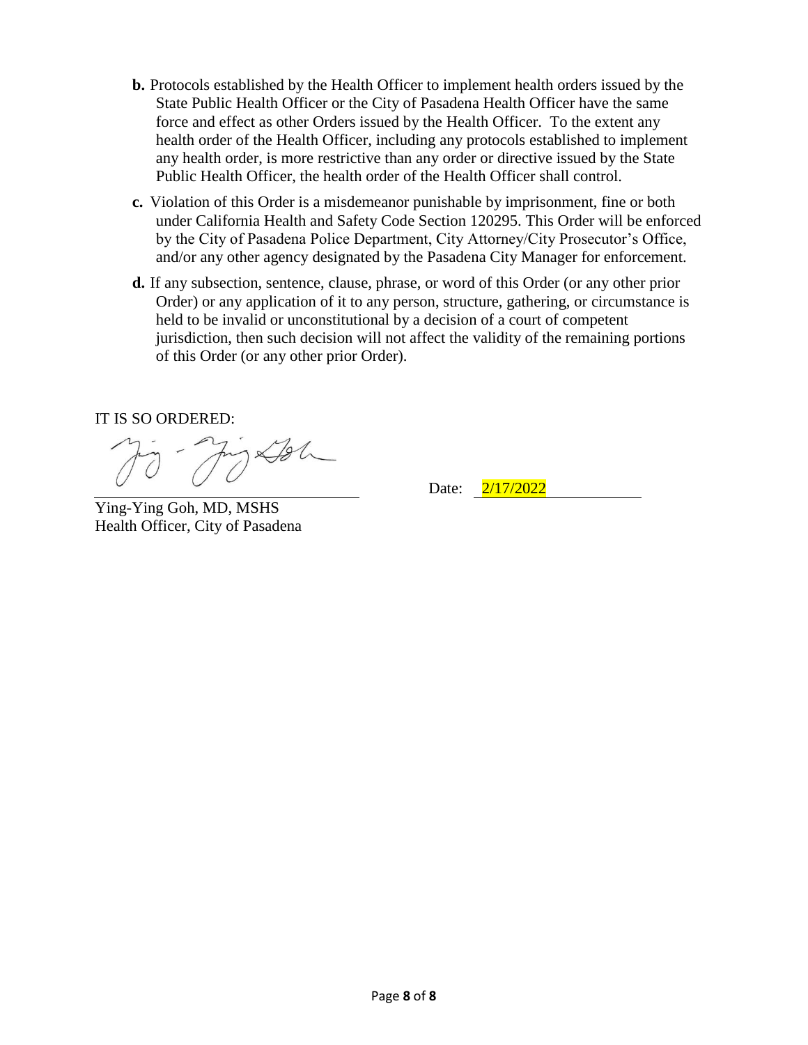**b.** Protocols established by the Health Officer to implement health orders issued by the State Public Health Officer or the City of Pasadena Health Officer have the same force and effect as other Orders issued by the Health Officer. To the extent any health order of the Health Officer, including any protocols established to implement any health order, is more restrictive than any order or directive issued by the State Public Health Officer, the health order of the Health Officer shall control.

**c.** Violation of this Order is a misdemeanor punishable by imprisonment, fine or both under California Health and Safety Code Section 120295. This Order will be enforced by the City of Pasadena Police Department, City Attorney/City Prosecutor's Office, and/or any other agency designated by the Pasadena City Manager for enforcement.

**d.** If any subsection, sentence, clause, phrase, or word of this Order (or any other prior Order) or any application of it to any person, structure, gathering, or circumstance is held to be invalid or unconstitutional by a decision of a court of competent jurisdiction, then such decision will not affect the validity of the remaining portions of this Order (or any other prior Order).

IT IS SO ORDERED:

Ying-Ying Goh, MD, MSHS
Health Officer, City of Pasadena

Date: 2/17/2022